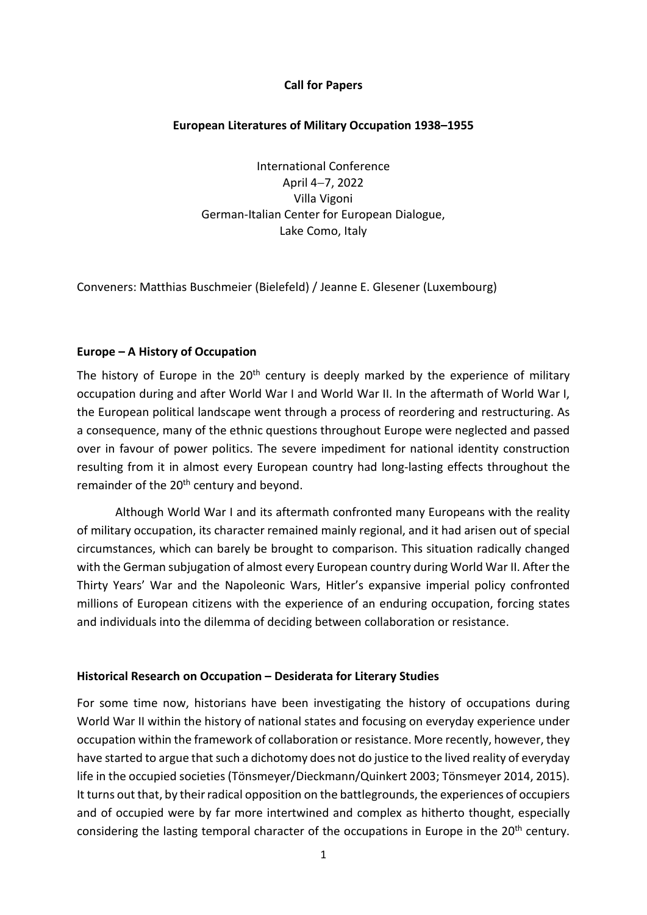**Call for Papers**

**European Literatures of Military Occupation 1938–1955**

International Conference
April 4–7, 2022
Villa Vigoni
German-Italian Center for European Dialogue,
Lake Como, Italy

Conveners: Matthias Buschmeier (Bielefeld) / Jeanne E. Glesener (Luxembourg)

## Europe – A History of Occupation

The history of Europe in the 20th century is deeply marked by the experience of military occupation during and after World War I and World War II. In the aftermath of World War I, the European political landscape went through a process of reordering and restructuring. As a consequence, many of the ethnic questions throughout Europe were neglected and passed over in favour of power politics. The severe impediment for national identity construction resulting from it in almost every European country had long-lasting effects throughout the remainder of the 20th century and beyond.

Although World War I and its aftermath confronted many Europeans with the reality of military occupation, its character remained mainly regional, and it had arisen out of special circumstances, which can barely be brought to comparison. This situation radically changed with the German subjugation of almost every European country during World War II. After the Thirty Years' War and the Napoleonic Wars, Hitler's expansive imperial policy confronted millions of European citizens with the experience of an enduring occupation, forcing states and individuals into the dilemma of deciding between collaboration or resistance.

## Historical Research on Occupation – Desiderata for Literary Studies

For some time now, historians have been investigating the history of occupations during World War II within the history of national states and focusing on everyday experience under occupation within the framework of collaboration or resistance. More recently, however, they have started to argue that such a dichotomy does not do justice to the lived reality of everyday life in the occupied societies (Tönsmeyer/Dieckmann/Quinkert 2003; Tönsmeyer 2014, 2015). It turns out that, by their radical opposition on the battlegrounds, the experiences of occupiers and of occupied were by far more intertwined and complex as hitherto thought, especially considering the lasting temporal character of the occupations in Europe in the 20th century.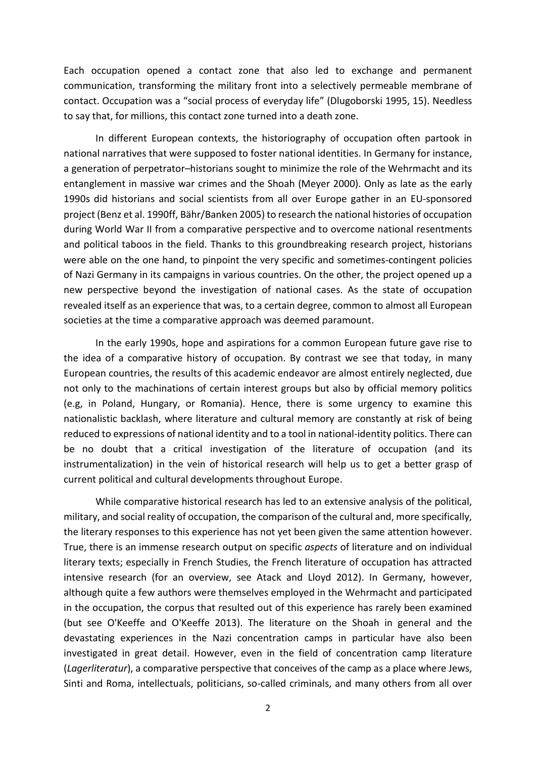Each occupation opened a contact zone that also led to exchange and permanent communication, transforming the military front into a selectively permeable membrane of contact. Occupation was a "social process of everyday life" (Dlugoborski 1995, 15). Needless to say that, for millions, this contact zone turned into a death zone.

In different European contexts, the historiography of occupation often partook in national narratives that were supposed to foster national identities. In Germany for instance, a generation of perpetrator–historians sought to minimize the role of the Wehrmacht and its entanglement in massive war crimes and the Shoah (Meyer 2000). Only as late as the early 1990s did historians and social scientists from all over Europe gather in an EU-sponsored project (Benz et al. 1990ff, Bähr/Banken 2005) to research the national histories of occupation during World War II from a comparative perspective and to overcome national resentments and political taboos in the field. Thanks to this groundbreaking research project, historians were able on the one hand, to pinpoint the very specific and sometimes-contingent policies of Nazi Germany in its campaigns in various countries. On the other, the project opened up a new perspective beyond the investigation of national cases. As the state of occupation revealed itself as an experience that was, to a certain degree, common to almost all European societies at the time a comparative approach was deemed paramount.

In the early 1990s, hope and aspirations for a common European future gave rise to the idea of a comparative history of occupation. By contrast we see that today, in many European countries, the results of this academic endeavor are almost entirely neglected, due not only to the machinations of certain interest groups but also by official memory politics (e.g, in Poland, Hungary, or Romania). Hence, there is some urgency to examine this nationalistic backlash, where literature and cultural memory are constantly at risk of being reduced to expressions of national identity and to a tool in national-identity politics. There can be no doubt that a critical investigation of the literature of occupation (and its instrumentalization) in the vein of historical research will help us to get a better grasp of current political and cultural developments throughout Europe.

While comparative historical research has led to an extensive analysis of the political, military, and social reality of occupation, the comparison of the cultural and, more specifically, the literary responses to this experience has not yet been given the same attention however. True, there is an immense research output on specific *aspects* of literature and on individual literary texts; especially in French Studies, the French literature of occupation has attracted intensive research (for an overview, see Atack and Lloyd 2012). In Germany, however, although quite a few authors were themselves employed in the Wehrmacht and participated in the occupation, the corpus that resulted out of this experience has rarely been examined (but see O'Keeffe and O'Keeffe 2013). The literature on the Shoah in general and the devastating experiences in the Nazi concentration camps in particular have also been investigated in great detail. However, even in the field of concentration camp literature (*Lagerliteratur*), a comparative perspective that conceives of the camp as a place where Jews, Sinti and Roma, intellectuals, politicians, so-called criminals, and many others from all over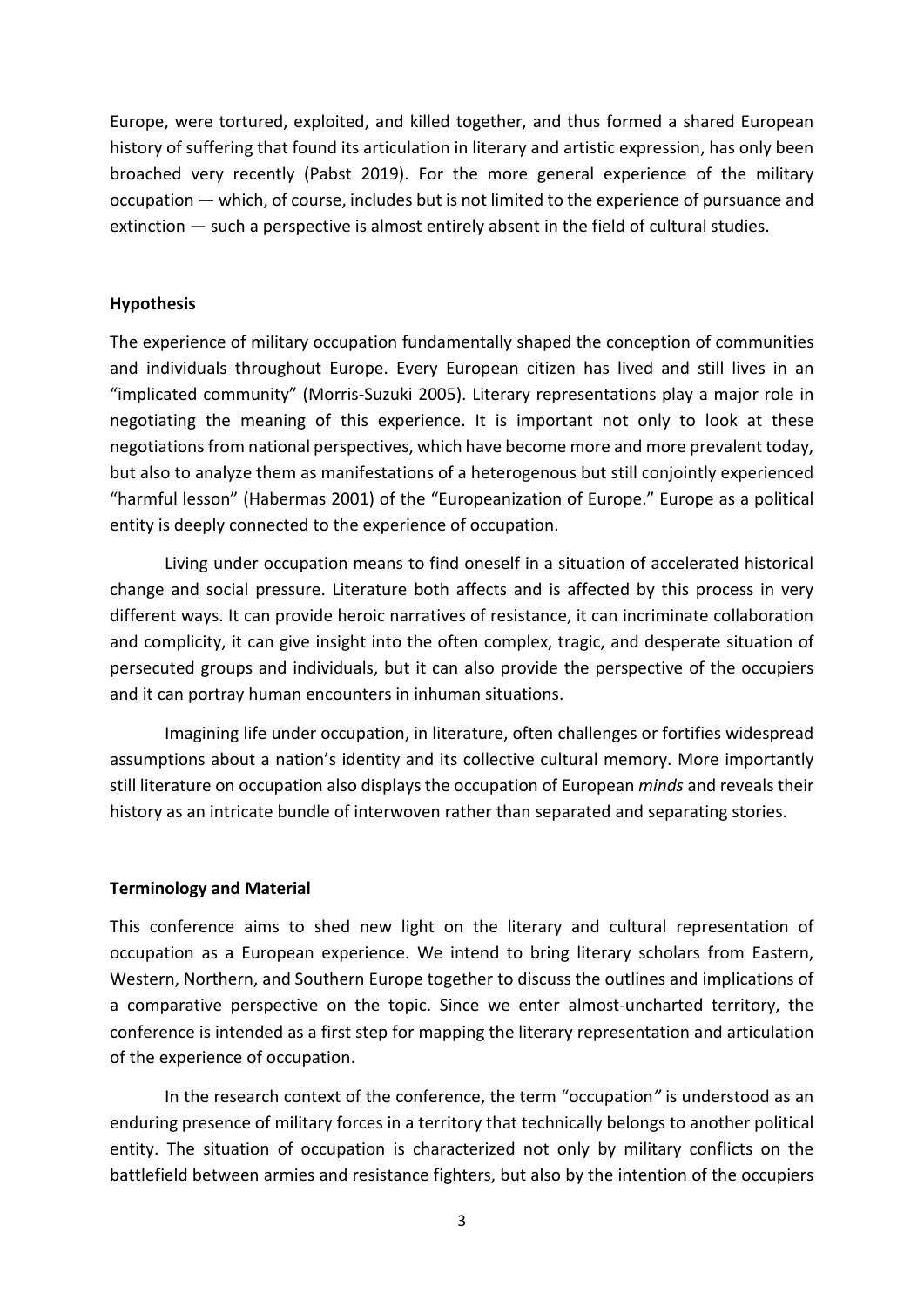Europe, were tortured, exploited, and killed together, and thus formed a shared European history of suffering that found its articulation in literary and artistic expression, has only been broached very recently (Pabst 2019). For the more general experience of the military occupation — which, of course, includes but is not limited to the experience of pursuance and extinction — such a perspective is almost entirely absent in the field of cultural studies.

**Hypothesis**

The experience of military occupation fundamentally shaped the conception of communities and individuals throughout Europe. Every European citizen has lived and still lives in an "implicated community" (Morris-Suzuki 2005). Literary representations play a major role in negotiating the meaning of this experience. It is important not only to look at these negotiations from national perspectives, which have become more and more prevalent today, but also to analyze them as manifestations of a heterogenous but still conjointly experienced "harmful lesson" (Habermas 2001) of the "Europeanization of Europe." Europe as a political entity is deeply connected to the experience of occupation.

Living under occupation means to find oneself in a situation of accelerated historical change and social pressure. Literature both affects and is affected by this process in very different ways. It can provide heroic narratives of resistance, it can incriminate collaboration and complicity, it can give insight into the often complex, tragic, and desperate situation of persecuted groups and individuals, but it can also provide the perspective of the occupiers and it can portray human encounters in inhuman situations.

Imagining life under occupation, in literature, often challenges or fortifies widespread assumptions about a nation's identity and its collective cultural memory. More importantly still literature on occupation also displays the occupation of European *minds* and reveals their history as an intricate bundle of interwoven rather than separated and separating stories.

**Terminology and Material**

This conference aims to shed new light on the literary and cultural representation of occupation as a European experience. We intend to bring literary scholars from Eastern, Western, Northern, and Southern Europe together to discuss the outlines and implications of a comparative perspective on the topic. Since we enter almost-uncharted territory, the conference is intended as a first step for mapping the literary representation and articulation of the experience of occupation.

In the research context of the conference, the term "occupation" is understood as an enduring presence of military forces in a territory that technically belongs to another political entity. The situation of occupation is characterized not only by military conflicts on the battlefield between armies and resistance fighters, but also by the intention of the occupiers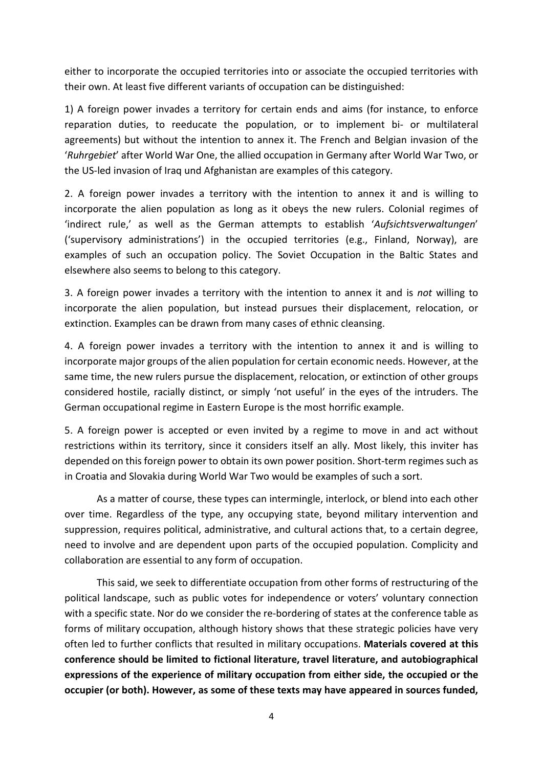either to incorporate the occupied territories into or associate the occupied territories with their own. At least five different variants of occupation can be distinguished:

1) A foreign power invades a territory for certain ends and aims (for instance, to enforce reparation duties, to reeducate the population, or to implement bi- or multilateral agreements) but without the intention to annex it. The French and Belgian invasion of the '*Ruhrgebiet*' after World War One, the allied occupation in Germany after World War Two, or the US-led invasion of Iraq und Afghanistan are examples of this category.

2. A foreign power invades a territory with the intention to annex it and is willing to incorporate the alien population as long as it obeys the new rulers. Colonial regimes of 'indirect rule,' as well as the German attempts to establish '*Aufsichtsverwaltungen*' ('supervisory administrations') in the occupied territories (e.g., Finland, Norway), are examples of such an occupation policy. The Soviet Occupation in the Baltic States and elsewhere also seems to belong to this category.

3. A foreign power invades a territory with the intention to annex it and is *not* willing to incorporate the alien population, but instead pursues their displacement, relocation, or extinction. Examples can be drawn from many cases of ethnic cleansing.

4. A foreign power invades a territory with the intention to annex it and is willing to incorporate major groups of the alien population for certain economic needs. However, at the same time, the new rulers pursue the displacement, relocation, or extinction of other groups considered hostile, racially distinct, or simply 'not useful' in the eyes of the intruders. The German occupational regime in Eastern Europe is the most horrific example.

5. A foreign power is accepted or even invited by a regime to move in and act without restrictions within its territory, since it considers itself an ally. Most likely, this inviter has depended on this foreign power to obtain its own power position. Short-term regimes such as in Croatia and Slovakia during World War Two would be examples of such a sort.

As a matter of course, these types can intermingle, interlock, or blend into each other over time. Regardless of the type, any occupying state, beyond military intervention and suppression, requires political, administrative, and cultural actions that, to a certain degree, need to involve and are dependent upon parts of the occupied population. Complicity and collaboration are essential to any form of occupation.

This said, we seek to differentiate occupation from other forms of restructuring of the political landscape, such as public votes for independence or voters' voluntary connection with a specific state. Nor do we consider the re-bordering of states at the conference table as forms of military occupation, although history shows that these strategic policies have very often led to further conflicts that resulted in military occupations. **Materials covered at this conference should be limited to fictional literature, travel literature, and autobiographical expressions of the experience of military occupation from either side, the occupied or the occupier (or both). However, as some of these texts may have appeared in sources funded,**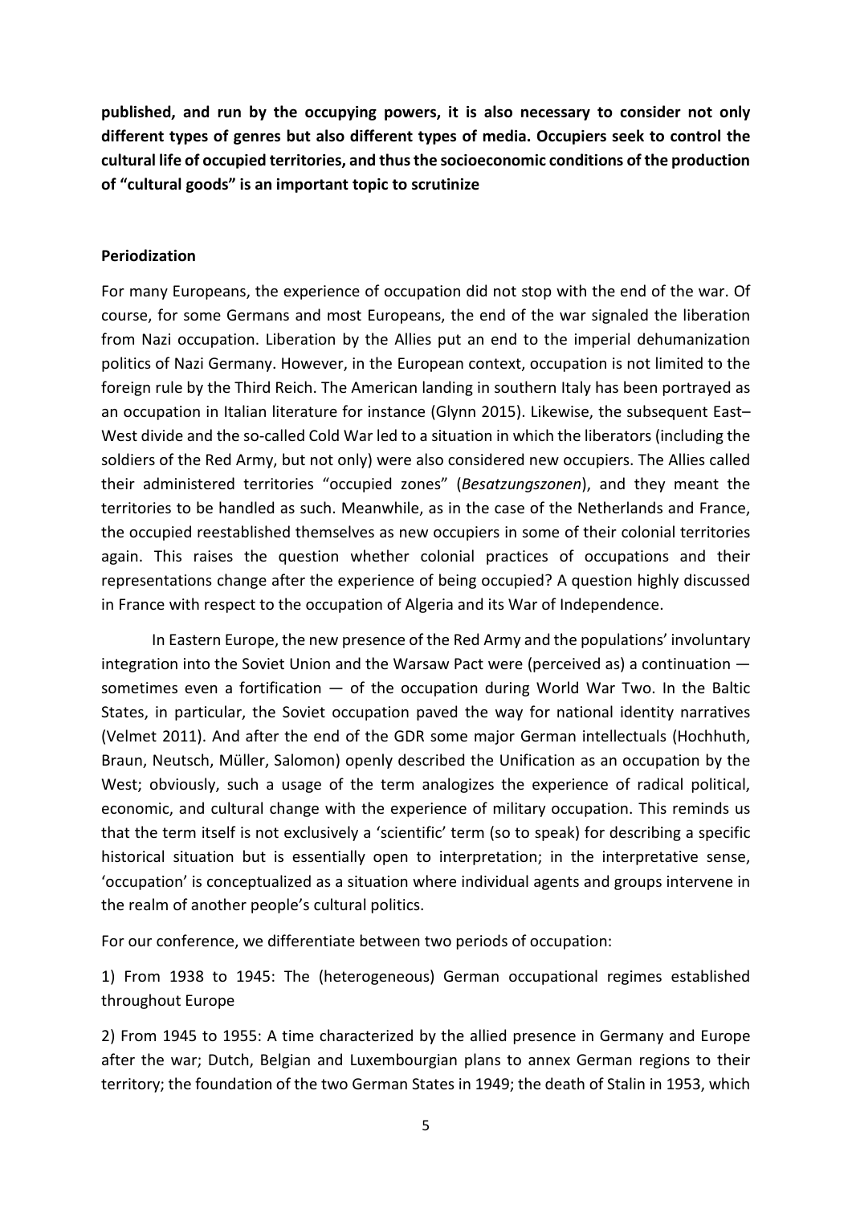**published, and run by the occupying powers, it is also necessary to consider not only different types of genres but also different types of media. Occupiers seek to control the cultural life of occupied territories, and thus the socioeconomic conditions of the production of "cultural goods" is an important topic to scrutinize**

**Periodization**

For many Europeans, the experience of occupation did not stop with the end of the war. Of course, for some Germans and most Europeans, the end of the war signaled the liberation from Nazi occupation. Liberation by the Allies put an end to the imperial dehumanization politics of Nazi Germany. However, in the European context, occupation is not limited to the foreign rule by the Third Reich. The American landing in southern Italy has been portrayed as an occupation in Italian literature for instance (Glynn 2015). Likewise, the subsequent East–West divide and the so-called Cold War led to a situation in which the liberators (including the soldiers of the Red Army, but not only) were also considered new occupiers. The Allies called their administered territories "occupied zones" (*Besatzungszonen*), and they meant the territories to be handled as such. Meanwhile, as in the case of the Netherlands and France, the occupied reestablished themselves as new occupiers in some of their colonial territories again. This raises the question whether colonial practices of occupations and their representations change after the experience of being occupied? A question highly discussed in France with respect to the occupation of Algeria and its War of Independence.

In Eastern Europe, the new presence of the Red Army and the populations' involuntary integration into the Soviet Union and the Warsaw Pact were (perceived as) a continuation — sometimes even a fortification — of the occupation during World War Two. In the Baltic States, in particular, the Soviet occupation paved the way for national identity narratives (Velmet 2011). And after the end of the GDR some major German intellectuals (Hochhuth, Braun, Neutsch, Müller, Salomon) openly described the Unification as an occupation by the West; obviously, such a usage of the term analogizes the experience of radical political, economic, and cultural change with the experience of military occupation. This reminds us that the term itself is not exclusively a 'scientific' term (so to speak) for describing a specific historical situation but is essentially open to interpretation; in the interpretative sense, 'occupation' is conceptualized as a situation where individual agents and groups intervene in the realm of another people's cultural politics.

For our conference, we differentiate between two periods of occupation:

1) From 1938 to 1945: The (heterogeneous) German occupational regimes established throughout Europe

2) From 1945 to 1955: A time characterized by the allied presence in Germany and Europe after the war; Dutch, Belgian and Luxembourgian plans to annex German regions to their territory; the foundation of the two German States in 1949; the death of Stalin in 1953, which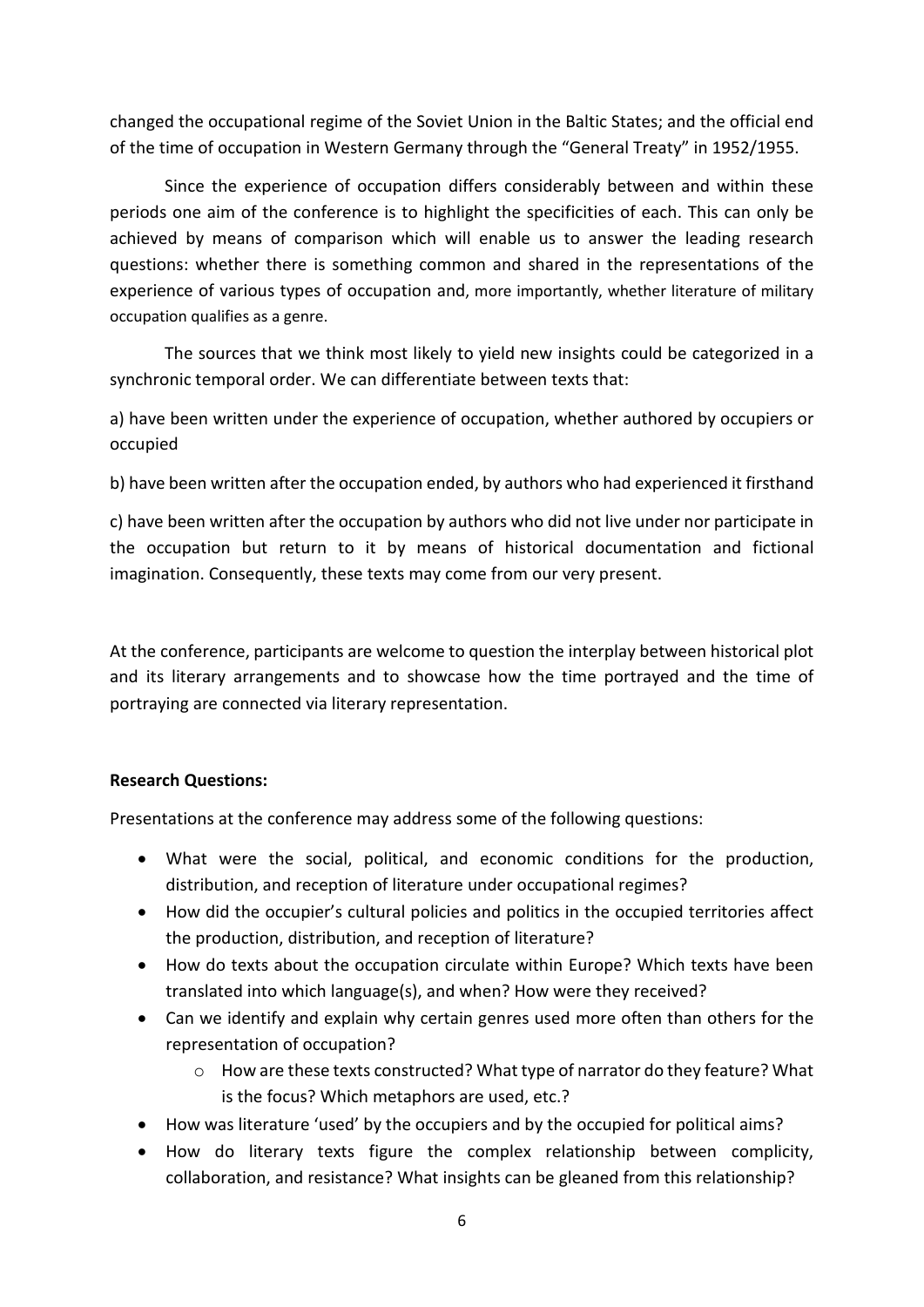changed the occupational regime of the Soviet Union in the Baltic States; and the official end of the time of occupation in Western Germany through the "General Treaty" in 1952/1955.

Since the experience of occupation differs considerably between and within these periods one aim of the conference is to highlight the specificities of each. This can only be achieved by means of comparison which will enable us to answer the leading research questions: whether there is something common and shared in the representations of the experience of various types of occupation and, more importantly, whether literature of military occupation qualifies as a genre.

The sources that we think most likely to yield new insights could be categorized in a synchronic temporal order. We can differentiate between texts that:

a) have been written under the experience of occupation, whether authored by occupiers or occupied

b) have been written after the occupation ended, by authors who had experienced it firsthand

c) have been written after the occupation by authors who did not live under nor participate in the occupation but return to it by means of historical documentation and fictional imagination. Consequently, these texts may come from our very present.

At the conference, participants are welcome to question the interplay between historical plot and its literary arrangements and to showcase how the time portrayed and the time of portraying are connected via literary representation.

**Research Questions:**

Presentations at the conference may address some of the following questions:

- What were the social, political, and economic conditions for the production, distribution, and reception of literature under occupational regimes?
- How did the occupier's cultural policies and politics in the occupied territories affect the production, distribution, and reception of literature?
- How do texts about the occupation circulate within Europe? Which texts have been translated into which language(s), and when? How were they received?
- Can we identify and explain why certain genres used more often than others for the representation of occupation?
    - How are these texts constructed? What type of narrator do they feature? What is the focus? Which metaphors are used, etc.?
- How was literature 'used' by the occupiers and by the occupied for political aims?
- How do literary texts figure the complex relationship between complicity, collaboration, and resistance? What insights can be gleaned from this relationship?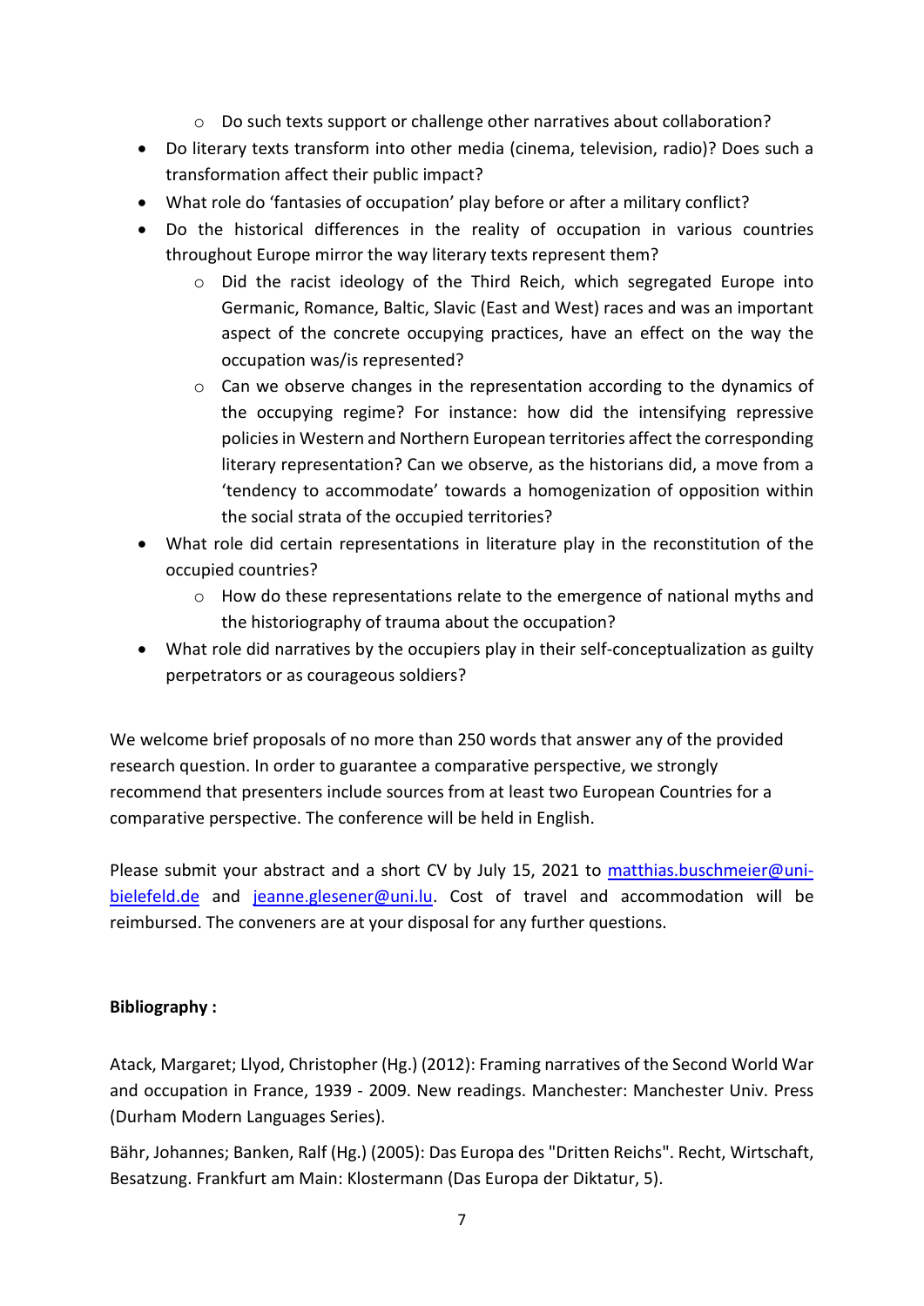- Do such texts support or challenge other narratives about collaboration?
- Do literary texts transform into other media (cinema, television, radio)? Does such a transformation affect their public impact?
- What role do 'fantasies of occupation' play before or after a military conflict?
- Do the historical differences in the reality of occupation in various countries throughout Europe mirror the way literary texts represent them?
    - Did the racist ideology of the Third Reich, which segregated Europe into Germanic, Romance, Baltic, Slavic (East and West) races and was an important aspect of the concrete occupying practices, have an effect on the way the occupation was/is represented?
    - Can we observe changes in the representation according to the dynamics of the occupying regime? For instance: how did the intensifying repressive policies in Western and Northern European territories affect the corresponding literary representation? Can we observe, as the historians did, a move from a 'tendency to accommodate' towards a homogenization of opposition within the social strata of the occupied territories?
- What role did certain representations in literature play in the reconstitution of the occupied countries?
    - How do these representations relate to the emergence of national myths and the historiography of trauma about the occupation?
- What role did narratives by the occupiers play in their self-conceptualization as guilty perpetrators or as courageous soldiers?

We welcome brief proposals of no more than 250 words that answer any of the provided research question. In order to guarantee a comparative perspective, we strongly recommend that presenters include sources from at least two European Countries for a comparative perspective. The conference will be held in English.

Please submit your abstract and a short CV by July 15, 2021 to [matthias.buschmeier@uni-bielefeld.de](mailto:matthias.buschmeier@uni-bielefeld.de) and [jeanne.glesener@uni.lu](mailto:jeanne.glesener@uni.lu). Cost of travel and accommodation will be reimbursed. The conveners are at your disposal for any further questions.

**Bibliography :**

Atack, Margaret; Llyod, Christopher (Hg.) (2012): Framing narratives of the Second World War and occupation in France, 1939 - 2009. New readings. Manchester: Manchester Univ. Press (Durham Modern Languages Series).

Bähr, Johannes; Banken, Ralf (Hg.) (2005): Das Europa des "Dritten Reichs". Recht, Wirtschaft, Besatzung. Frankfurt am Main: Klostermann (Das Europa der Diktatur, 5).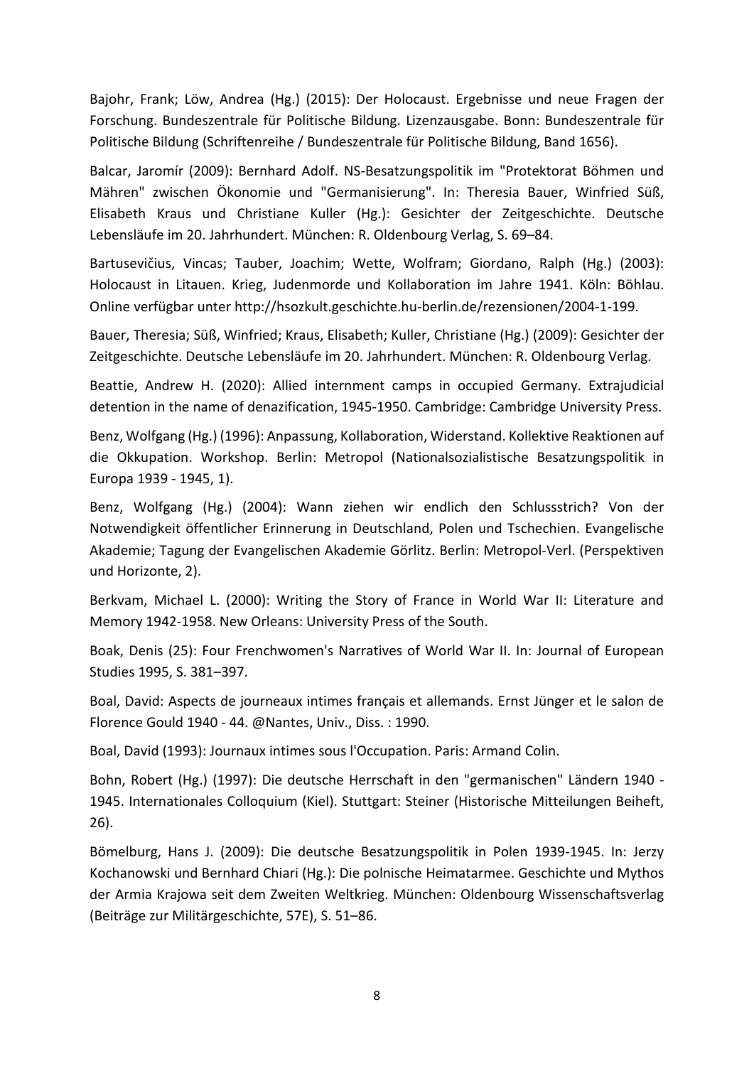Bajohr, Frank; Löw, Andrea (Hg.) (2015): Der Holocaust. Ergebnisse und neue Fragen der Forschung. Bundeszentrale für Politische Bildung. Lizenzausgabe. Bonn: Bundeszentrale für Politische Bildung (Schriftenreihe / Bundeszentrale für Politische Bildung, Band 1656).

Balcar, Jaromír (2009): Bernhard Adolf. NS-Besatzungspolitik im "Protektorat Böhmen und Mähren" zwischen Ökonomie und "Germanisierung". In: Theresia Bauer, Winfried Süß, Elisabeth Kraus und Christiane Kuller (Hg.): Gesichter der Zeitgeschichte. Deutsche Lebensläufe im 20. Jahrhundert. München: R. Oldenbourg Verlag, S. 69–84.

Bartusevičius, Vincas; Tauber, Joachim; Wette, Wolfram; Giordano, Ralph (Hg.) (2003): Holocaust in Litauen. Krieg, Judenmorde und Kollaboration im Jahre 1941. Köln: Böhlau. Online verfügbar unter http://hsozkult.geschichte.hu-berlin.de/rezensionen/2004-1-199.

Bauer, Theresia; Süß, Winfried; Kraus, Elisabeth; Kuller, Christiane (Hg.) (2009): Gesichter der Zeitgeschichte. Deutsche Lebensläufe im 20. Jahrhundert. München: R. Oldenbourg Verlag.

Beattie, Andrew H. (2020): Allied internment camps in occupied Germany. Extrajudicial detention in the name of denazification, 1945-1950. Cambridge: Cambridge University Press.

Benz, Wolfgang (Hg.) (1996): Anpassung, Kollaboration, Widerstand. Kollektive Reaktionen auf die Okkupation. Workshop. Berlin: Metropol (Nationalsozialistische Besatzungspolitik in Europa 1939 - 1945, 1).

Benz, Wolfgang (Hg.) (2004): Wann ziehen wir endlich den Schlussstrich? Von der Notwendigkeit öffentlicher Erinnerung in Deutschland, Polen und Tschechien. Evangelische Akademie; Tagung der Evangelischen Akademie Görlitz. Berlin: Metropol-Verl. (Perspektiven und Horizonte, 2).

Berkvam, Michael L. (2000): Writing the Story of France in World War II: Literature and Memory 1942-1958. New Orleans: University Press of the South.

Boak, Denis (25): Four Frenchwomen's Narratives of World War II. In: Journal of European Studies 1995, S. 381–397.

Boal, David: Aspects de journeaux intimes français et allemands. Ernst Jünger et le salon de Florence Gould 1940 - 44. @Nantes, Univ., Diss. : 1990.

Boal, David (1993): Journaux intimes sous l'Occupation. Paris: Armand Colin.

Bohn, Robert (Hg.) (1997): Die deutsche Herrschaft in den "germanischen" Ländern 1940 - 1945. Internationales Colloquium (Kiel). Stuttgart: Steiner (Historische Mitteilungen Beiheft, 26).

Bömelburg, Hans J. (2009): Die deutsche Besatzungspolitik in Polen 1939-1945. In: Jerzy Kochanowski und Bernhard Chiari (Hg.): Die polnische Heimatarmee. Geschichte und Mythos der Armia Krajowa seit dem Zweiten Weltkrieg. München: Oldenbourg Wissenschaftsverlag (Beiträge zur Militärgeschichte, 57E), S. 51–86.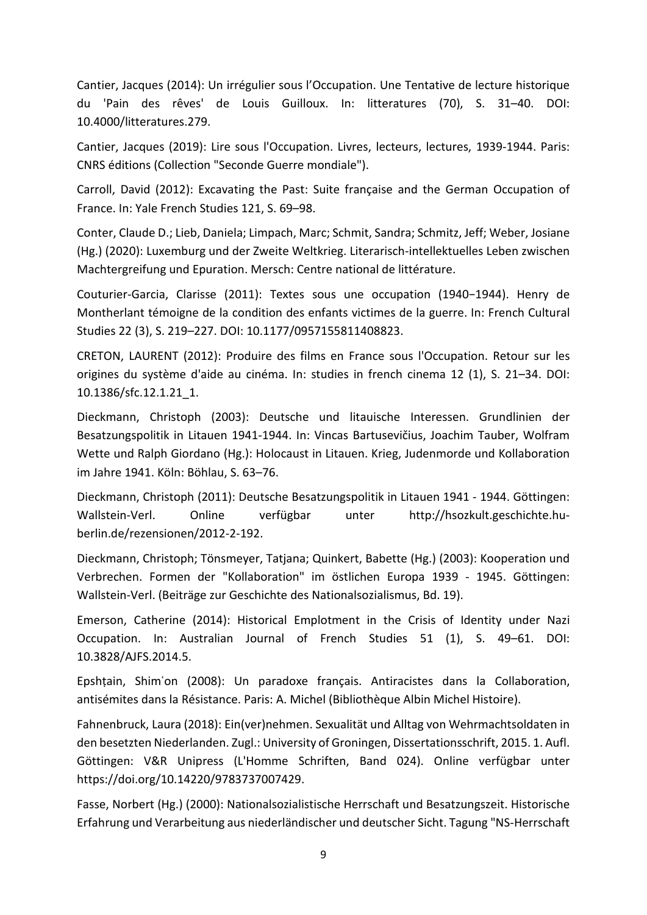Cantier, Jacques (2014): Un irrégulier sous l'Occupation. Une Tentative de lecture historique du 'Pain des rêves' de Louis Guilloux. In: litteratures (70), S. 31–40. DOI: 10.4000/litteratures.279.

Cantier, Jacques (2019): Lire sous l'Occupation. Livres, lecteurs, lectures, 1939-1944. Paris: CNRS éditions (Collection "Seconde Guerre mondiale").

Carroll, David (2012): Excavating the Past: Suite française and the German Occupation of France. In: Yale French Studies 121, S. 69–98.

Conter, Claude D.; Lieb, Daniela; Limpach, Marc; Schmit, Sandra; Schmitz, Jeff; Weber, Josiane (Hg.) (2020): Luxemburg und der Zweite Weltkrieg. Literarisch-intellektuelles Leben zwischen Machtergreifung und Epuration. Mersch: Centre national de littérature.

Couturier-Garcia, Clarisse (2011): Textes sous une occupation (1940−1944). Henry de Montherlant témoigne de la condition des enfants victimes de la guerre. In: French Cultural Studies 22 (3), S. 219–227. DOI: 10.1177/0957155811408823.

CRETON, LAURENT (2012): Produire des films en France sous l'Occupation. Retour sur les origines du système d'aide au cinéma. In: studies in french cinema 12 (1), S. 21–34. DOI: 10.1386/sfc.12.1.21_1.

Dieckmann, Christoph (2003): Deutsche und litauische Interessen. Grundlinien der Besatzungspolitik in Litauen 1941-1944. In: Vincas Bartusevičius, Joachim Tauber, Wolfram Wette und Ralph Giordano (Hg.): Holocaust in Litauen. Krieg, Judenmorde und Kollaboration im Jahre 1941. Köln: Böhlau, S. 63–76.

Dieckmann, Christoph (2011): Deutsche Besatzungspolitik in Litauen 1941 - 1944. Göttingen: Wallstein-Verl. Online verfügbar unter http://hsozkult.geschichte.hu-berlin.de/rezensionen/2012-2-192.

Dieckmann, Christoph; Tönsmeyer, Tatjana; Quinkert, Babette (Hg.) (2003): Kooperation und Verbrechen. Formen der "Kollaboration" im östlichen Europa 1939 - 1945. Göttingen: Wallstein-Verl. (Beiträge zur Geschichte des Nationalsozialismus, Bd. 19).

Emerson, Catherine (2014): Historical Emplotment in the Crisis of Identity under Nazi Occupation. In: Australian Journal of French Studies 51 (1), S. 49–61. DOI: 10.3828/AJFS.2014.5.

Epshṭain, Shimʿon (2008): Un paradoxe français. Antiracistes dans la Collaboration, antisémites dans la Résistance. Paris: A. Michel (Bibliothèque Albin Michel Histoire).

Fahnenbruck, Laura (2018): Ein(ver)nehmen. Sexualität und Alltag von Wehrmachtsoldaten in den besetzten Niederlanden. Zugl.: University of Groningen, Dissertationsschrift, 2015. 1. Aufl. Göttingen: V&R Unipress (L'Homme Schriften, Band 024). Online verfügbar unter https://doi.org/10.14220/9783737007429.

Fasse, Norbert (Hg.) (2000): Nationalsozialistische Herrschaft und Besatzungszeit. Historische Erfahrung und Verarbeitung aus niederländischer und deutscher Sicht. Tagung "NS-Herrschaft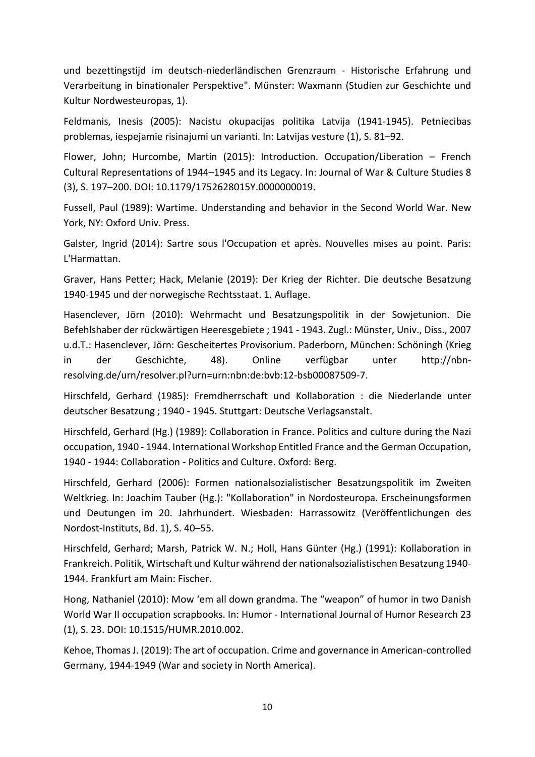und bezettingstijd im deutsch-niederländischen Grenzraum - Historische Erfahrung und Verarbeitung in binationaler Perspektive". Münster: Waxmann (Studien zur Geschichte und Kultur Nordwesteuropas, 1).

Feldmanis, Inesis (2005): Nacistu okupacijas politika Latvija (1941-1945). Petniecibas problemas, iespejamie risinajumi un varianti. In: Latvijas vesture (1), S. 81–92.

Flower, John; Hurcombe, Martin (2015): Introduction. Occupation/Liberation – French Cultural Representations of 1944–1945 and its Legacy. In: Journal of War & Culture Studies 8 (3), S. 197–200. DOI: 10.1179/1752628015Y.0000000019.

Fussell, Paul (1989): Wartime. Understanding and behavior in the Second World War. New York, NY: Oxford Univ. Press.

Galster, Ingrid (2014): Sartre sous l'Occupation et après. Nouvelles mises au point. Paris: L'Harmattan.

Graver, Hans Petter; Hack, Melanie (2019): Der Krieg der Richter. Die deutsche Besatzung 1940-1945 und der norwegische Rechtsstaat. 1. Auflage.

Hasenclever, Jörn (2010): Wehrmacht und Besatzungspolitik in der Sowjetunion. Die Befehlshaber der rückwärtigen Heeresgebiete ; 1941 - 1943. Zugl.: Münster, Univ., Diss., 2007 u.d.T.: Hasenclever, Jörn: Gescheitertes Provisorium. Paderborn, München: Schöningh (Krieg in der Geschichte, 48). Online verfügbar unter http://nbn-resolving.de/urn/resolver.pl?urn=urn:nbn:de:bvb:12-bsb00087509-7.

Hirschfeld, Gerhard (1985): Fremdherrschaft und Kollaboration : die Niederlande unter deutscher Besatzung ; 1940 - 1945. Stuttgart: Deutsche Verlagsanstalt.

Hirschfeld, Gerhard (Hg.) (1989): Collaboration in France. Politics and culture during the Nazi occupation, 1940 - 1944. International Workshop Entitled France and the German Occupation, 1940 - 1944: Collaboration - Politics and Culture. Oxford: Berg.

Hirschfeld, Gerhard (2006): Formen nationalsozialistischer Besatzungspolitik im Zweiten Weltkrieg. In: Joachim Tauber (Hg.): "Kollaboration" in Nordosteuropa. Erscheinungsformen und Deutungen im 20. Jahrhundert. Wiesbaden: Harrassowitz (Veröffentlichungen des Nordost-Instituts, Bd. 1), S. 40–55.

Hirschfeld, Gerhard; Marsh, Patrick W. N.; Holl, Hans Günter (Hg.) (1991): Kollaboration in Frankreich. Politik, Wirtschaft und Kultur während der nationalsozialistischen Besatzung 1940-1944. Frankfurt am Main: Fischer.

Hong, Nathaniel (2010): Mow 'em all down grandma. The "weapon" of humor in two Danish World War II occupation scrapbooks. In: Humor - International Journal of Humor Research 23 (1), S. 23. DOI: 10.1515/HUMR.2010.002.

Kehoe, Thomas J. (2019): The art of occupation. Crime and governance in American-controlled Germany, 1944-1949 (War and society in North America).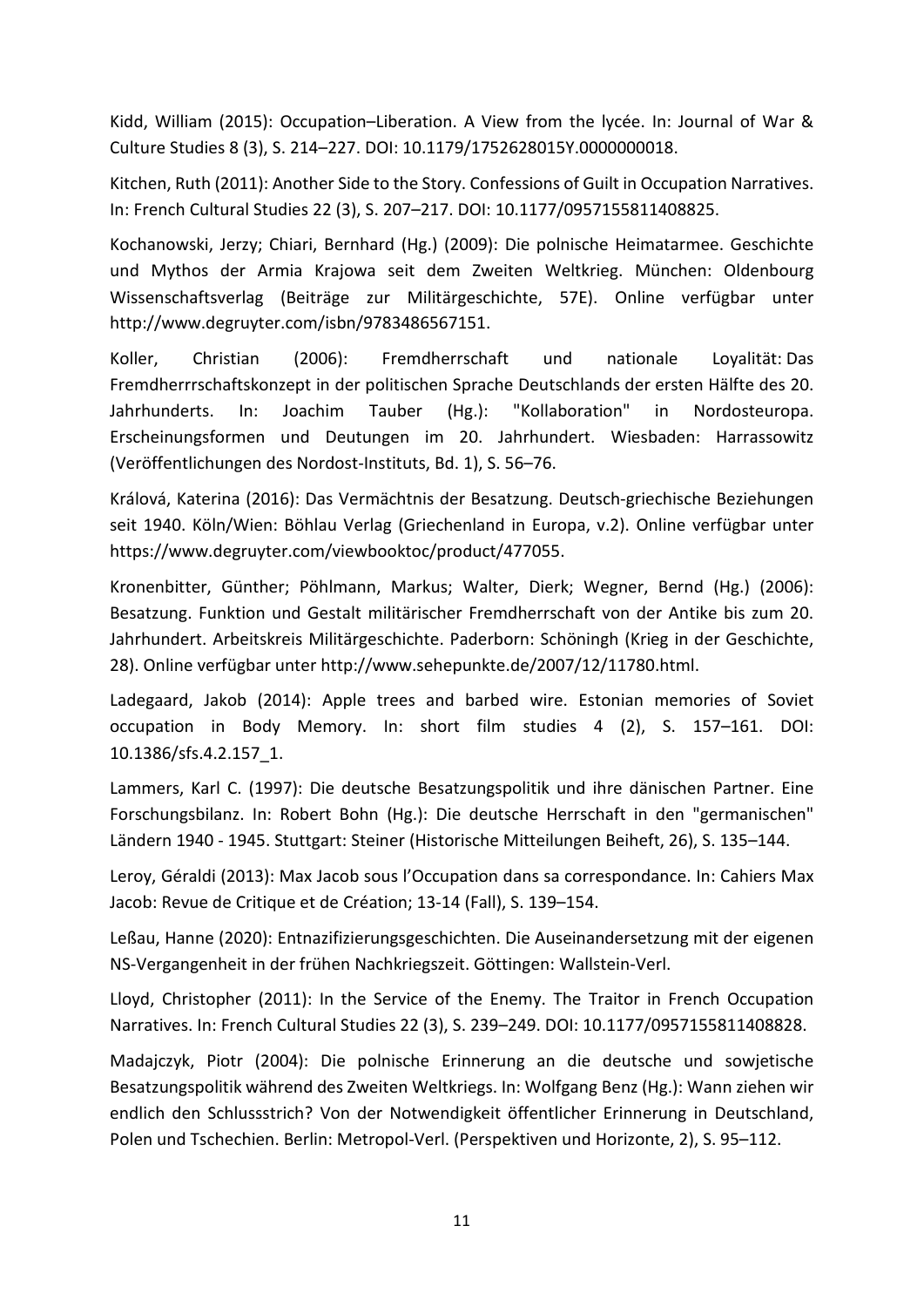Kidd, William (2015): Occupation–Liberation. A View from the lycée. In: Journal of War & Culture Studies 8 (3), S. 214–227. DOI: 10.1179/1752628015Y.0000000018.

Kitchen, Ruth (2011): Another Side to the Story. Confessions of Guilt in Occupation Narratives. In: French Cultural Studies 22 (3), S. 207–217. DOI: 10.1177/0957155811408825.

Kochanowski, Jerzy; Chiari, Bernhard (Hg.) (2009): Die polnische Heimatarmee. Geschichte und Mythos der Armia Krajowa seit dem Zweiten Weltkrieg. München: Oldenbourg Wissenschaftsverlag (Beiträge zur Militärgeschichte, 57E). Online verfügbar unter http://www.degruyter.com/isbn/9783486567151.

Koller, Christian (2006): Fremdherrschaft und nationale Loyalität: Das Fremdherrrschaftskonzept in der politischen Sprache Deutschlands der ersten Hälfte des 20. Jahrhunderts. In: Joachim Tauber (Hg.): "Kollaboration" in Nordosteuropa. Erscheinungsformen und Deutungen im 20. Jahrhundert. Wiesbaden: Harrassowitz (Veröffentlichungen des Nordost-Instituts, Bd. 1), S. 56–76.

Králová, Katerina (2016): Das Vermächtnis der Besatzung. Deutsch-griechische Beziehungen seit 1940. Köln/Wien: Böhlau Verlag (Griechenland in Europa, v.2). Online verfügbar unter https://www.degruyter.com/viewbooktoc/product/477055.

Kronenbitter, Günther; Pöhlmann, Markus; Walter, Dierk; Wegner, Bernd (Hg.) (2006): Besatzung. Funktion und Gestalt militärischer Fremdherrschaft von der Antike bis zum 20. Jahrhundert. Arbeitskreis Militärgeschichte. Paderborn: Schöningh (Krieg in der Geschichte, 28). Online verfügbar unter http://www.sehepunkte.de/2007/12/11780.html.

Ladegaard, Jakob (2014): Apple trees and barbed wire. Estonian memories of Soviet occupation in Body Memory. In: short film studies 4 (2), S. 157–161. DOI: 10.1386/sfs.4.2.157_1.

Lammers, Karl C. (1997): Die deutsche Besatzungspolitik und ihre dänischen Partner. Eine Forschungsbilanz. In: Robert Bohn (Hg.): Die deutsche Herrschaft in den "germanischen" Ländern 1940 - 1945. Stuttgart: Steiner (Historische Mitteilungen Beiheft, 26), S. 135–144.

Leroy, Géraldi (2013): Max Jacob sous l'Occupation dans sa correspondance. In: Cahiers Max Jacob: Revue de Critique et de Création; 13-14 (Fall), S. 139–154.

Leßau, Hanne (2020): Entnazifizierungsgeschichten. Die Auseinandersetzung mit der eigenen NS-Vergangenheit in der frühen Nachkriegszeit. Göttingen: Wallstein-Verl.

Lloyd, Christopher (2011): In the Service of the Enemy. The Traitor in French Occupation Narratives. In: French Cultural Studies 22 (3), S. 239–249. DOI: 10.1177/0957155811408828.

Madajczyk, Piotr (2004): Die polnische Erinnerung an die deutsche und sowjetische Besatzungspolitik während des Zweiten Weltkriegs. In: Wolfgang Benz (Hg.): Wann ziehen wir endlich den Schlussstrich? Von der Notwendigkeit öffentlicher Erinnerung in Deutschland, Polen und Tschechien. Berlin: Metropol-Verl. (Perspektiven und Horizonte, 2), S. 95–112.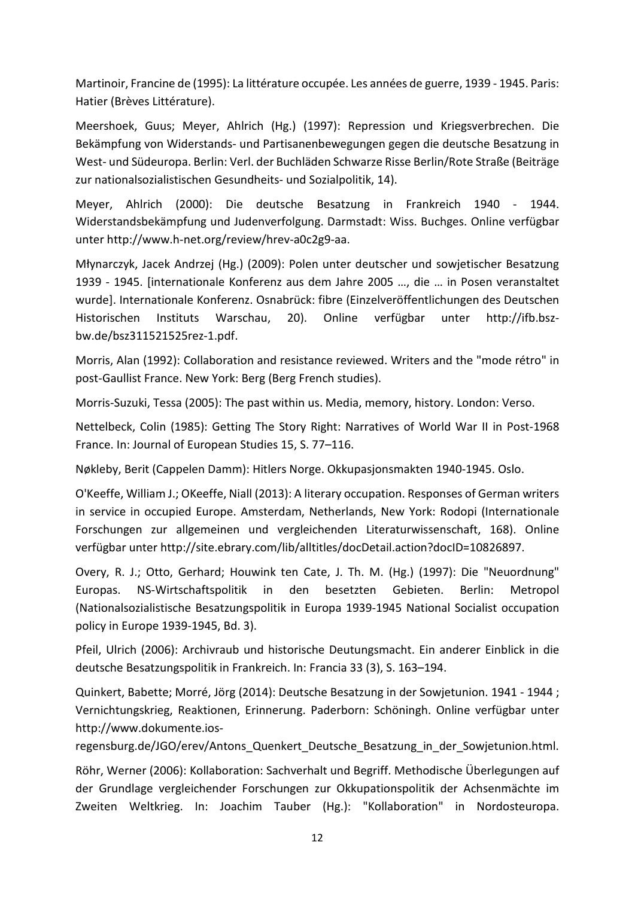Martinoir, Francine de (1995): La littérature occupée. Les années de guerre, 1939 - 1945. Paris: Hatier (Brèves Littérature).

Meershoek, Guus; Meyer, Ahlrich (Hg.) (1997): Repression und Kriegsverbrechen. Die Bekämpfung von Widerstands- und Partisanenbewegungen gegen die deutsche Besatzung in West- und Südeuropa. Berlin: Verl. der Buchläden Schwarze Risse Berlin/Rote Straße (Beiträge zur nationalsozialistischen Gesundheits- und Sozialpolitik, 14).

Meyer, Ahlrich (2000): Die deutsche Besatzung in Frankreich 1940 - 1944. Widerstandsbekämpfung und Judenverfolgung. Darmstadt: Wiss. Buchges. Online verfügbar unter http://www.h-net.org/review/hrev-a0c2g9-aa.

Młynarczyk, Jacek Andrzej (Hg.) (2009): Polen unter deutscher und sowjetischer Besatzung 1939 - 1945. [internationale Konferenz aus dem Jahre 2005 ..., die ... in Posen veranstaltet wurde]. Internationale Konferenz. Osnabrück: fibre (Einzelveröffentlichungen des Deutschen Historischen Instituts Warschau, 20). Online verfügbar unter http://ifb.bsz-bw.de/bsz311521525rez-1.pdf.

Morris, Alan (1992): Collaboration and resistance reviewed. Writers and the "mode rétro" in post-Gaullist France. New York: Berg (Berg French studies).

Morris-Suzuki, Tessa (2005): The past within us. Media, memory, history. London: Verso.

Nettelbeck, Colin (1985): Getting The Story Right: Narratives of World War II in Post-1968 France. In: Journal of European Studies 15, S. 77–116.

Nøkleby, Berit (Cappelen Damm): Hitlers Norge. Okkupasjonsmakten 1940-1945. Oslo.

O'Keeffe, William J.; OKeeffe, Niall (2013): A literary occupation. Responses of German writers in service in occupied Europe. Amsterdam, Netherlands, New York: Rodopi (Internationale Forschungen zur allgemeinen und vergleichenden Literaturwissenschaft, 168). Online verfügbar unter http://site.ebrary.com/lib/alltitles/docDetail.action?docID=10826897.

Overy, R. J.; Otto, Gerhard; Houwink ten Cate, J. Th. M. (Hg.) (1997): Die "Neuordnung" Europas. NS-Wirtschaftspolitik in den besetzten Gebieten. Berlin: Metropol (Nationalsozialistische Besatzungspolitik in Europa 1939-1945 National Socialist occupation policy in Europe 1939-1945, Bd. 3).

Pfeil, Ulrich (2006): Archivraub und historische Deutungsmacht. Ein anderer Einblick in die deutsche Besatzungspolitik in Frankreich. In: Francia 33 (3), S. 163–194.

Quinkert, Babette; Morré, Jörg (2014): Deutsche Besatzung in der Sowjetunion. 1941 - 1944 ; Vernichtungskrieg, Reaktionen, Erinnerung. Paderborn: Schöningh. Online verfügbar unter http://www.dokumente.ios-regensburg.de/JGO/erev/Antons_Quenkert_Deutsche_Besatzung_in_der_Sowjetunion.html.

Röhr, Werner (2006): Kollaboration: Sachverhalt und Begriff. Methodische Überlegungen auf der Grundlage vergleichender Forschungen zur Okkupationspolitik der Achsenmächte im Zweiten Weltkrieg. In: Joachim Tauber (Hg.): "Kollaboration" in Nordosteuropa.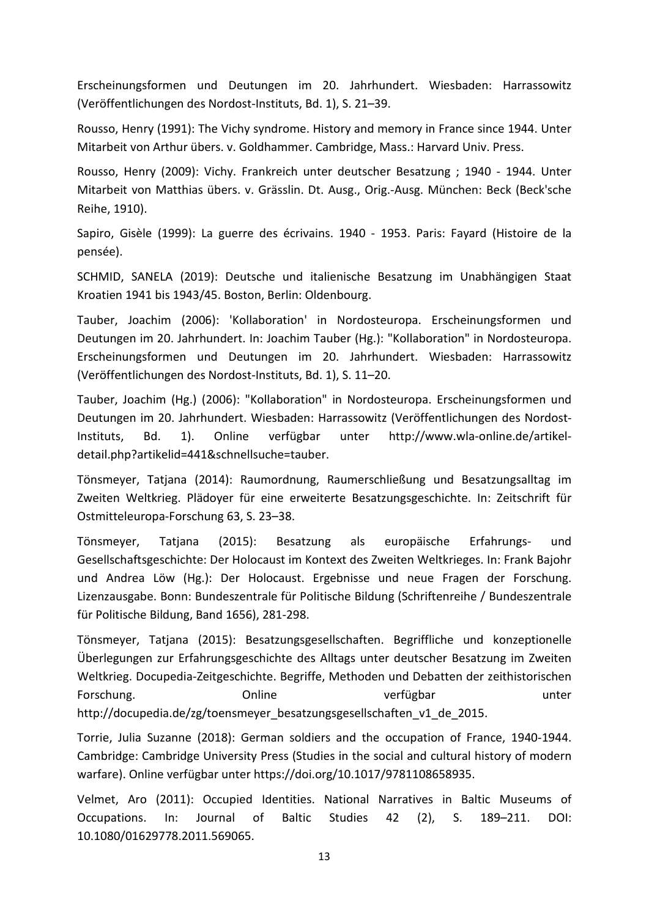Erscheinungsformen und Deutungen im 20. Jahrhundert. Wiesbaden: Harrassowitz (Veröffentlichungen des Nordost-Instituts, Bd. 1), S. 21–39.

Rousso, Henry (1991): The Vichy syndrome. History and memory in France since 1944. Unter Mitarbeit von Arthur übers. v. Goldhammer. Cambridge, Mass.: Harvard Univ. Press.

Rousso, Henry (2009): Vichy. Frankreich unter deutscher Besatzung ; 1940 - 1944. Unter Mitarbeit von Matthias übers. v. Grässlin. Dt. Ausg., Orig.-Ausg. München: Beck (Beck'sche Reihe, 1910).

Sapiro, Gisèle (1999): La guerre des écrivains. 1940 - 1953. Paris: Fayard (Histoire de la pensée).

SCHMID, SANELA (2019): Deutsche und italienische Besatzung im Unabhängigen Staat Kroatien 1941 bis 1943/45. Boston, Berlin: Oldenbourg.

Tauber, Joachim (2006): 'Kollaboration' in Nordosteuropa. Erscheinungsformen und Deutungen im 20. Jahrhundert. In: Joachim Tauber (Hg.): "Kollaboration" in Nordosteuropa. Erscheinungsformen und Deutungen im 20. Jahrhundert. Wiesbaden: Harrassowitz (Veröffentlichungen des Nordost-Instituts, Bd. 1), S. 11–20.

Tauber, Joachim (Hg.) (2006): "Kollaboration" in Nordosteuropa. Erscheinungsformen und Deutungen im 20. Jahrhundert. Wiesbaden: Harrassowitz (Veröffentlichungen des Nordost-Instituts, Bd. 1). Online verfügbar unter http://www.wla-online.de/artikel-detail.php?artikelid=441&schnellsuche=tauber.

Tönsmeyer, Tatjana (2014): Raumordnung, Raumerschließung und Besatzungsalltag im Zweiten Weltkrieg. Plädoyer für eine erweiterte Besatzungsgeschichte. In: Zeitschrift für Ostmitteleuropa-Forschung 63, S. 23–38.

Tönsmeyer, Tatjana (2015): Besatzung als europäische Erfahrungs- und Gesellschaftsgeschichte: Der Holocaust im Kontext des Zweiten Weltkrieges. In: Frank Bajohr und Andrea Löw (Hg.): Der Holocaust. Ergebnisse und neue Fragen der Forschung. Lizenzausgabe. Bonn: Bundeszentrale für Politische Bildung (Schriftenreihe / Bundeszentrale für Politische Bildung, Band 1656), 281-298.

Tönsmeyer, Tatjana (2015): Besatzungsgesellschaften. Begriffliche und konzeptionelle Überlegungen zur Erfahrungsgeschichte des Alltags unter deutscher Besatzung im Zweiten Weltkrieg. Docupedia-Zeitgeschichte. Begriffe, Methoden und Debatten der zeithistorischen Forschung. Online verfügbar unter http://docupedia.de/zg/toensmeyer_besatzungsgesellschaften_v1_de_2015.

Torrie, Julia Suzanne (2018): German soldiers and the occupation of France, 1940-1944. Cambridge: Cambridge University Press (Studies in the social and cultural history of modern warfare). Online verfügbar unter https://doi.org/10.1017/9781108658935.

Velmet, Aro (2011): Occupied Identities. National Narratives in Baltic Museums of Occupations. In: Journal of Baltic Studies 42 (2), S. 189–211. DOI: 10.1080/01629778.2011.569065.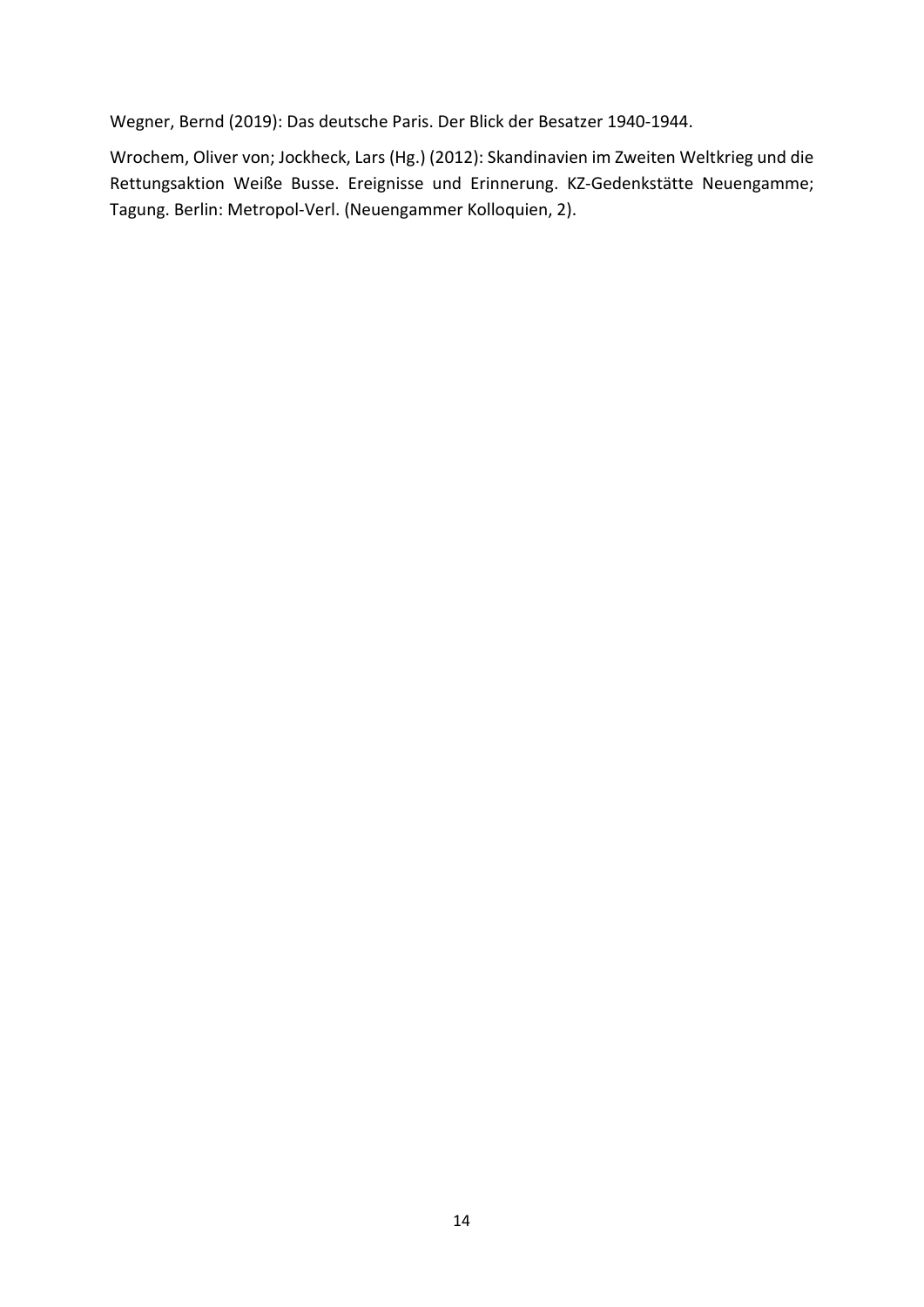Wegner, Bernd (2019): Das deutsche Paris. Der Blick der Besatzer 1940-1944.

Wrochem, Oliver von; Jockheck, Lars (Hg.) (2012): Skandinavien im Zweiten Weltkrieg und die Rettungsaktion Weiße Busse. Ereignisse und Erinnerung. KZ-Gedenkstätte Neuengamme; Tagung. Berlin: Metropol-Verl. (Neuengammer Kolloquien, 2).